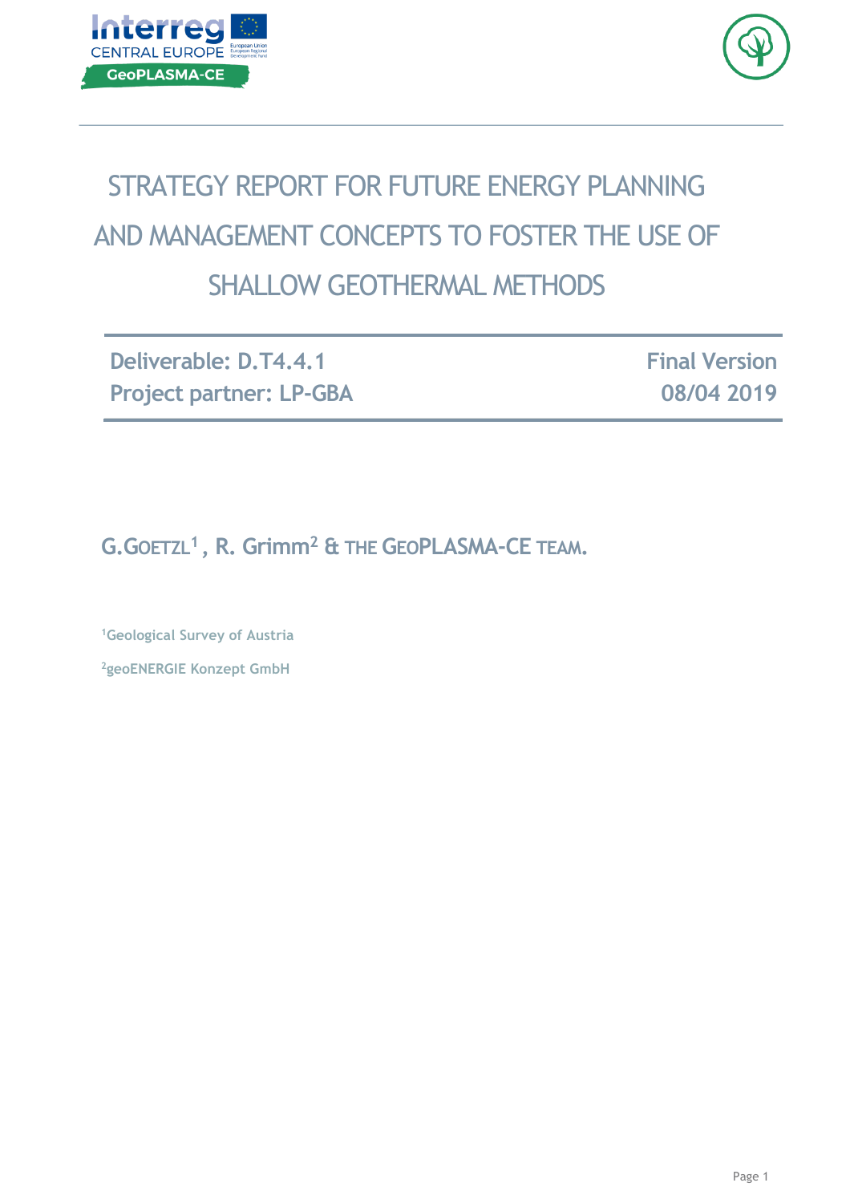# STRATEGY REPORT FOR FUTURE ENERGY PLANNING AND MANAGEMENT CONCEPTS TO FOSTER THE USE OF SHALLOW GEOTHERMAL METHODS

**Deliverable: D.T4.4.1**
**Project partner: LP-GBA**

**Final Version**
**08/04 2019**

**G.GOETZL[1], R. Grimm[2] & THE GEOPLASMA-CE TEAM.**

[1]Geological Survey of Austria

[2]geoENERGIE Konzept GmbH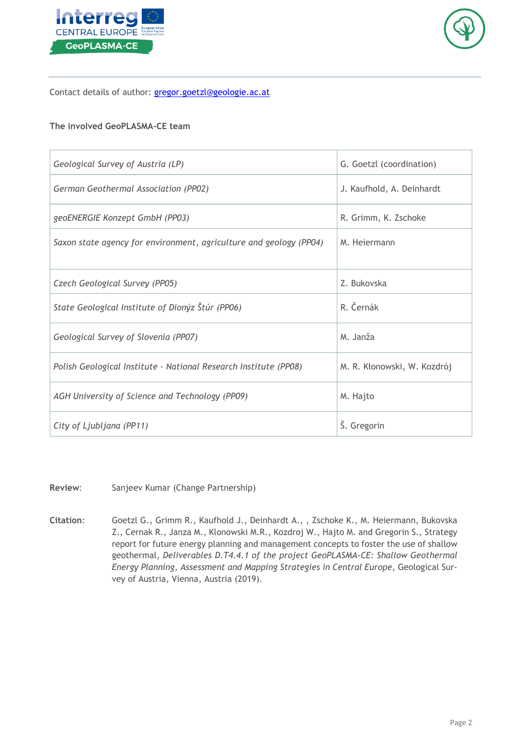Contact details of author: [gregor.goetzl@geologie.ac.at](mailto:gregor.goetzl@geologie.ac.at)

**The involved GeoPLASMA-CE team**

| | |
|---|---|
| *Geological Survey of Austria (LP)* | G. Goetzl (coordination) |
| *German Geothermal Association (PP02)* | J. Kaufhold, A. Deinhardt |
| *geoENERGIE Konzept GmbH (PP03)* | R. Grimm, K. Zschoke |
| *Saxon state agency for environment, agriculture and geology (PP04)* | M. Heiermann |
| *Czech Geological Survey (PP05)* | Z. Bukovska |
| *State Geological Institute of Dionýz Štúr (PP06)* | R. Černák |
| *Geological Survey of Slovenia (PP07)* | M. Janža |
| *Polish Geological Institute - National Research Institute (PP08)* | M. R. Kłonowski, W. Kozdrój |
| *AGH University of Science and Technology (PP09)* | M. Hajto |
| *City of Ljubljana (PP11)* | Š. Gregorin |

**Review**: Sanjeev Kumar (Change Partnership)

**Citation:** Goetzl G., Grimm R., Kaufhold J., Deinhardt A., , Zschoke K., M. Heiermann, Bukovska Z., Cernak R., Janza M., Klonowski M.R., Kozdroj W., Hajto M. and Gregorin S., Strategy report for future energy planning and management concepts to foster the use of shallow geothermal, *Deliverables D.T4.4.1 of the project GeoPLASMA-CE: Shallow Geothermal Energy Planning, Assessment and Mapping Strategies in Central Europe*, Geological Survey of Austria, Vienna, Austria (2019).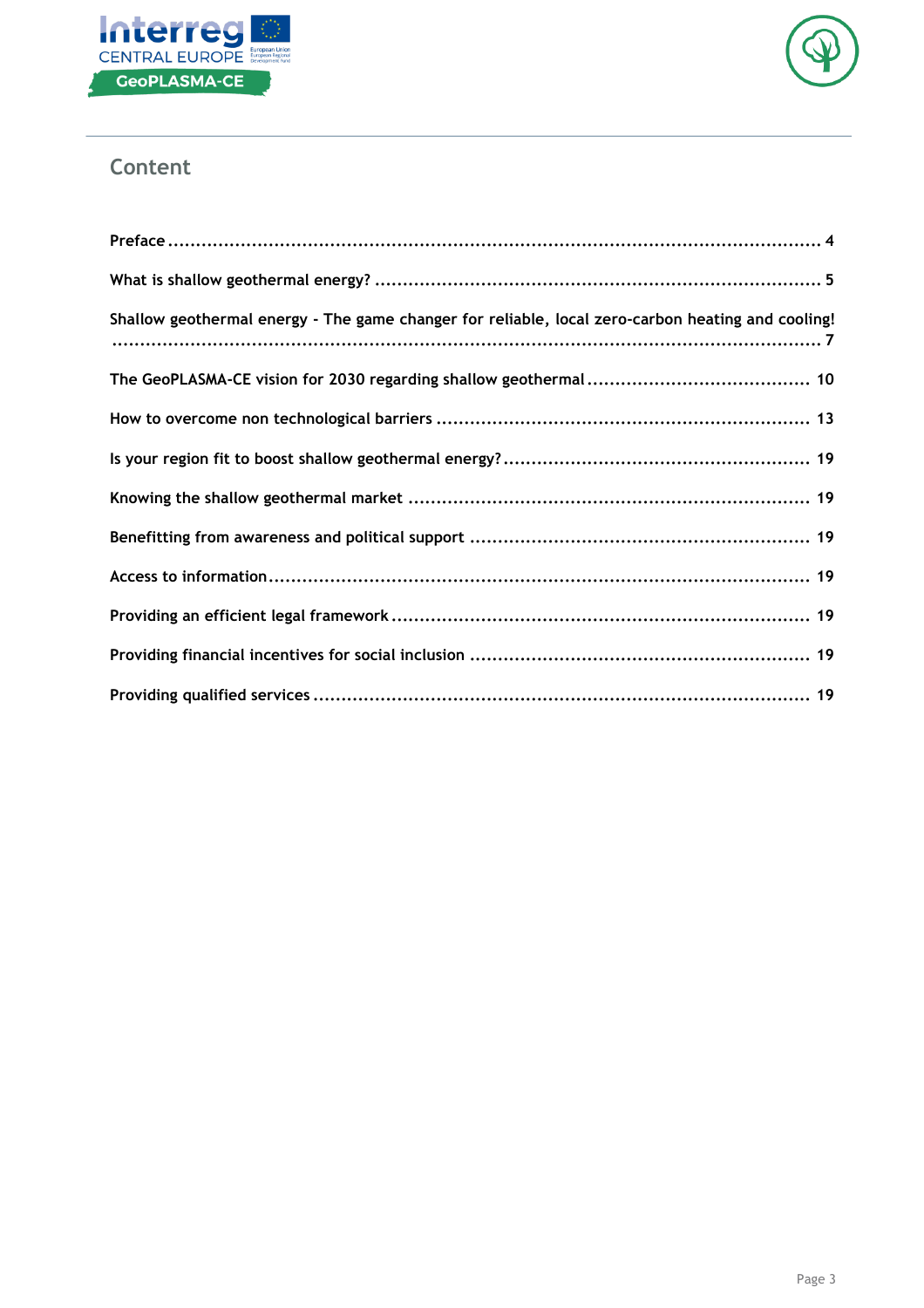## Content

**Preface** ........................................................................................................ 4

**What is shallow geothermal energy?** ................................................................... 5

**Shallow geothermal energy - The game changer for reliable, local zero-carbon heating and cooling!** ........................................................................................................ 7

**The GeoPLASMA-CE vision for 2030 regarding shallow geothermal** ........................... 10

**How to overcome non technological barriers** ....................................................... 13

**Is your region fit to boost shallow geothermal energy?** .......................................... 19

**Knowing the shallow geothermal market** ............................................................ 19

**Benefitting from awareness and political support** ................................................. 19

**Access to information** ...................................................................................... 19

**Providing an efficient legal framework** ................................................................ 19

**Providing financial incentives for social inclusion** .................................................. 19

**Providing qualified services** ............................................................................... 19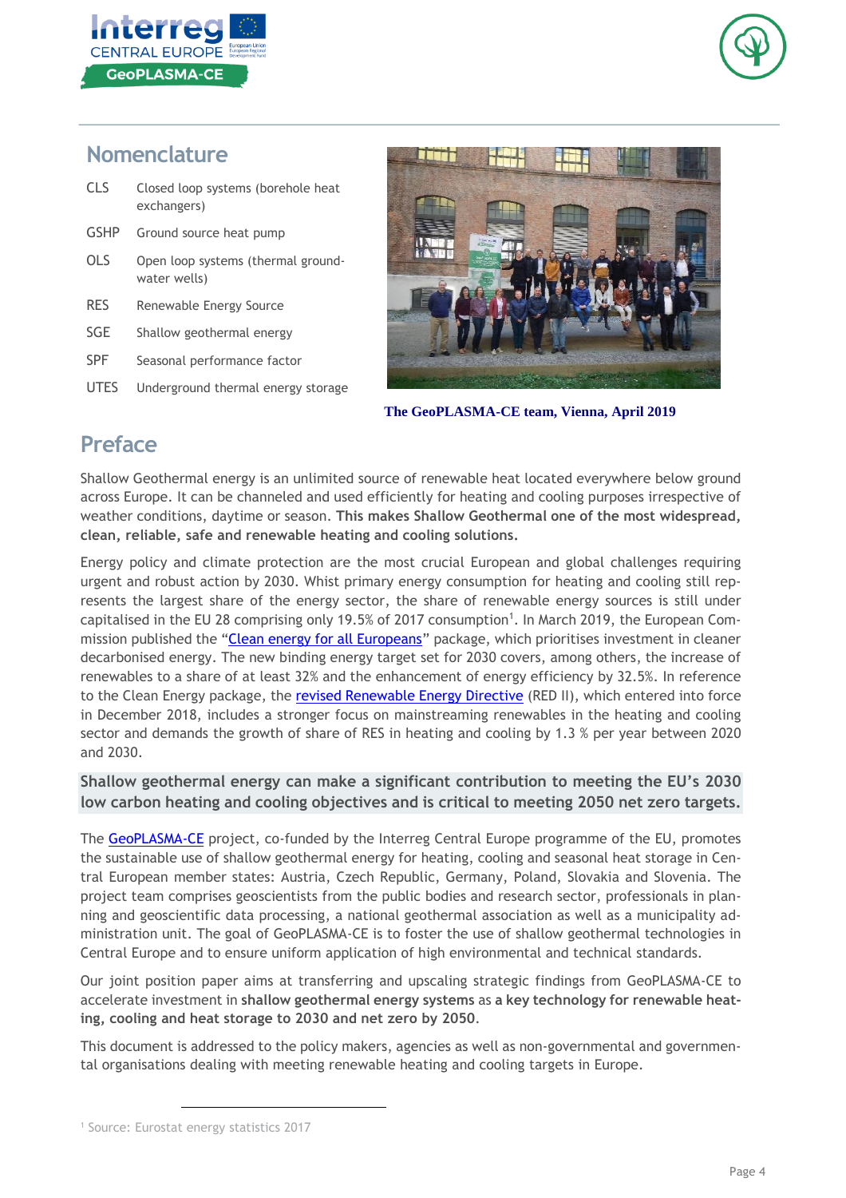## Nomenclature

| | |
|---|---|
| CLS | Closed loop systems (borehole heat exchangers) |
| GSHP | Ground source heat pump |
| OLS | Open loop systems (thermal groundwater wells) |
| RES | Renewable Energy Source |
| SGE | Shallow geothermal energy |
| SPF | Seasonal performance factor |
| UTES | Underground thermal energy storage |

**The GeoPLASMA-CE team, Vienna, April 2019**

## Preface

Shallow Geothermal energy is an unlimited source of renewable heat located everywhere below ground across Europe. It can be channeled and used efficiently for heating and cooling purposes irrespective of weather conditions, daytime or season. **This makes Shallow Geothermal one of the most widespread, clean, reliable, safe and renewable heating and cooling solutions.**

Energy policy and climate protection are the most crucial European and global challenges requiring urgent and robust action by 2030. Whist primary energy consumption for heating and cooling still represents the largest share of the energy sector, the share of renewable energy sources is still under capitalised in the EU 28 comprising only 19.5% of 2017 consumption[1]. In March 2019, the European Commission published the "Clean energy for all Europeans" package, which prioritises investment in cleaner decarbonised energy. The new binding energy target set for 2030 covers, among others, the increase of renewables to a share of at least 32% and the enhancement of energy efficiency by 32.5%. In reference to the Clean Energy package, the revised Renewable Energy Directive (RED II), which entered into force in December 2018, includes a stronger focus on mainstreaming renewables in the heating and cooling sector and demands the growth of share of RES in heating and cooling by 1.3 % per year between 2020 and 2030.

**Shallow geothermal energy can make a significant contribution to meeting the EU's 2030 low carbon heating and cooling objectives and is critical to meeting 2050 net zero targets.**

The GeoPLASMA-CE project, co-funded by the Interreg Central Europe programme of the EU, promotes the sustainable use of shallow geothermal energy for heating, cooling and seasonal heat storage in Central European member states: Austria, Czech Republic, Germany, Poland, Slovakia and Slovenia. The project team comprises geoscientists from the public bodies and research sector, professionals in planning and geoscientific data processing, a national geothermal association as well as a municipality administration unit. The goal of GeoPLASMA-CE is to foster the use of shallow geothermal technologies in Central Europe and to ensure uniform application of high environmental and technical standards.

Our joint position paper aims at transferring and upscaling strategic findings from GeoPLASMA-CE to accelerate investment in **shallow geothermal energy systems** as **a key technology for renewable heating, cooling and heat storage to 2030 and net zero by 2050**.

This document is addressed to the policy makers, agencies as well as non-governmental and governmental organisations dealing with meeting renewable heating and cooling targets in Europe.

[1] Source: Eurostat energy statistics 2017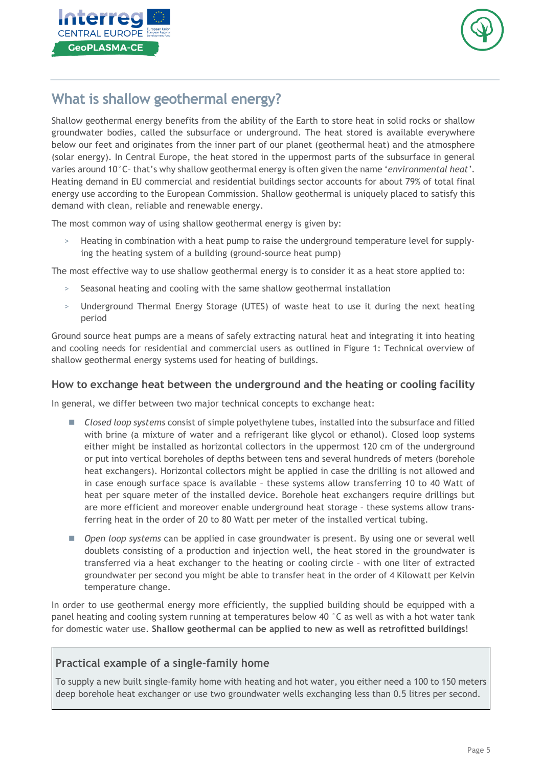## What is shallow geothermal energy?

Shallow geothermal energy benefits from the ability of the Earth to store heat in solid rocks or shallow groundwater bodies, called the subsurface or underground. The heat stored is available everywhere below our feet and originates from the inner part of our planet (geothermal heat) and the atmosphere (solar energy). In Central Europe, the heat stored in the uppermost parts of the subsurface in general varies around 10 °C– that's why shallow geothermal energy is often given the name '*environmental heat*'. Heating demand in EU commercial and residential buildings sector accounts for about 79% of total final energy use according to the European Commission. Shallow geothermal is uniquely placed to satisfy this demand with clean, reliable and renewable energy.

The most common way of using shallow geothermal energy is given by:

- Heating in combination with a heat pump to raise the underground temperature level for supplying the heating system of a building (ground-source heat pump)

The most effective way to use shallow geothermal energy is to consider it as a heat store applied to:

- Seasonal heating and cooling with the same shallow geothermal installation
- Underground Thermal Energy Storage (UTES) of waste heat to use it during the next heating period

Ground source heat pumps are a means of safely extracting natural heat and integrating it into heating and cooling needs for residential and commercial users as outlined in Figure 1: Technical overview of shallow geothermal energy systems used for heating of buildings.

### How to exchange heat between the underground and the heating or cooling facility

In general, we differ between two major technical concepts to exchange heat:

- *Closed loop systems* consist of simple polyethylene tubes, installed into the subsurface and filled with brine (a mixture of water and a refrigerant like glycol or ethanol). Closed loop systems either might be installed as horizontal collectors in the uppermost 120 cm of the underground or put into vertical boreholes of depths between tens and several hundreds of meters (borehole heat exchangers). Horizontal collectors might be applied in case the drilling is not allowed and in case enough surface space is available – these systems allow transferring 10 to 40 Watt of heat per square meter of the installed device. Borehole heat exchangers require drillings but are more efficient and moreover enable underground heat storage – these systems allow transferring heat in the order of 20 to 80 Watt per meter of the installed vertical tubing.
- *Open loop systems* can be applied in case groundwater is present. By using one or several well doublets consisting of a production and injection well, the heat stored in the groundwater is transferred via a heat exchanger to the heating or cooling circle – with one liter of extracted groundwater per second you might be able to transfer heat in the order of 4 Kilowatt per Kelvin temperature change.

In order to use geothermal energy more efficiently, the supplied building should be equipped with a panel heating and cooling system running at temperatures below 40 °C as well as with a hot water tank for domestic water use. **Shallow geothermal can be applied to new as well as retrofitted buildings**!

### Practical example of a single-family home

To supply a new built single-family home with heating and hot water, you either need a 100 to 150 meters deep borehole heat exchanger or use two groundwater wells exchanging less than 0.5 litres per second.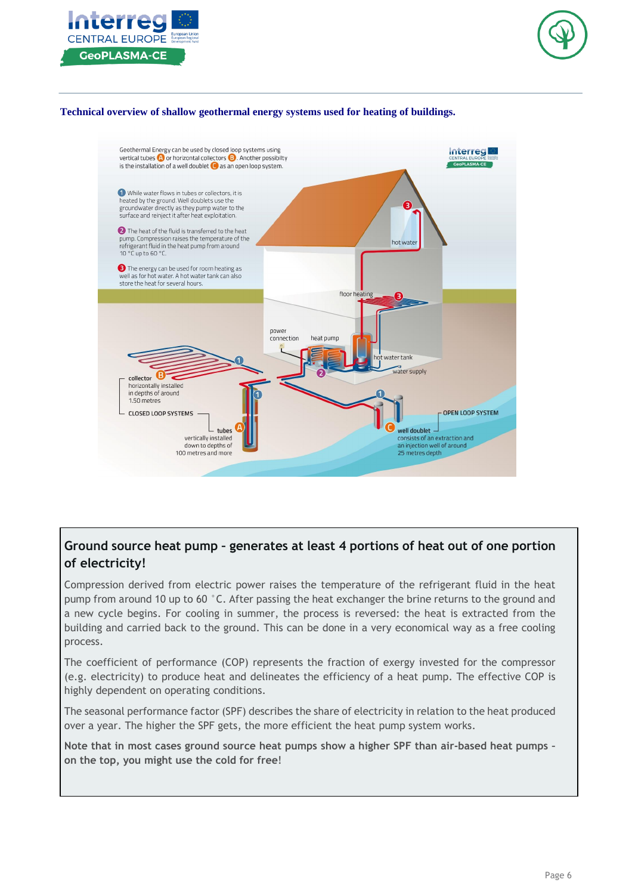**Technical overview of shallow geothermal energy systems used for heating of buildings.**

Geothermal Energy can be used by closed loop systems using vertical tubes A or horizontal collectors B. Another possibilty is the installation of a well doublet C as an open loop system.

1 While water flows in tubes or collectors, it is heated by the ground. Well doublets use the groundwater directly as they pump water to the surface and reinject it after heat exploitation.

2 The heat of the fluid is transferred to the heat pump. Compression raises the temperature of the refrigerant fluid in the heat pump from around 10 °C up to 60 °C.

3 The energy can be used for room heating as well as for hot water. A hot water tank can also store the heat for several hours.

hot water

floor heating

power connection

heat pump

hot water tank

water supply

collector B horizontally installed in depths of around 1.50 metres

CLOSED LOOP SYSTEMS

tubes A vertically installed down to depths of 100 metres and more

OPEN LOOP SYSTEM

well doublet C consists of an extraction and an injection well of around 25 metres depth

## Ground source heat pump – generates at least 4 portions of heat out of one portion of electricity!

Compression derived from electric power raises the temperature of the refrigerant fluid in the heat pump from around 10 up to 60 °C. After passing the heat exchanger the brine returns to the ground and a new cycle begins. For cooling in summer, the process is reversed: the heat is extracted from the building and carried back to the ground. This can be done in a very economical way as a free cooling process.

The coefficient of performance (COP) represents the fraction of exergy invested for the compressor (e.g. electricity) to produce heat and delineates the efficiency of a heat pump. The effective COP is highly dependent on operating conditions.

The seasonal performance factor (SPF) describes the share of electricity in relation to the heat produced over a year. The higher the SPF gets, the more efficient the heat pump system works.

**Note that in most cases ground source heat pumps show a higher SPF than air-based heat pumps – on the top, you might use the cold for free!**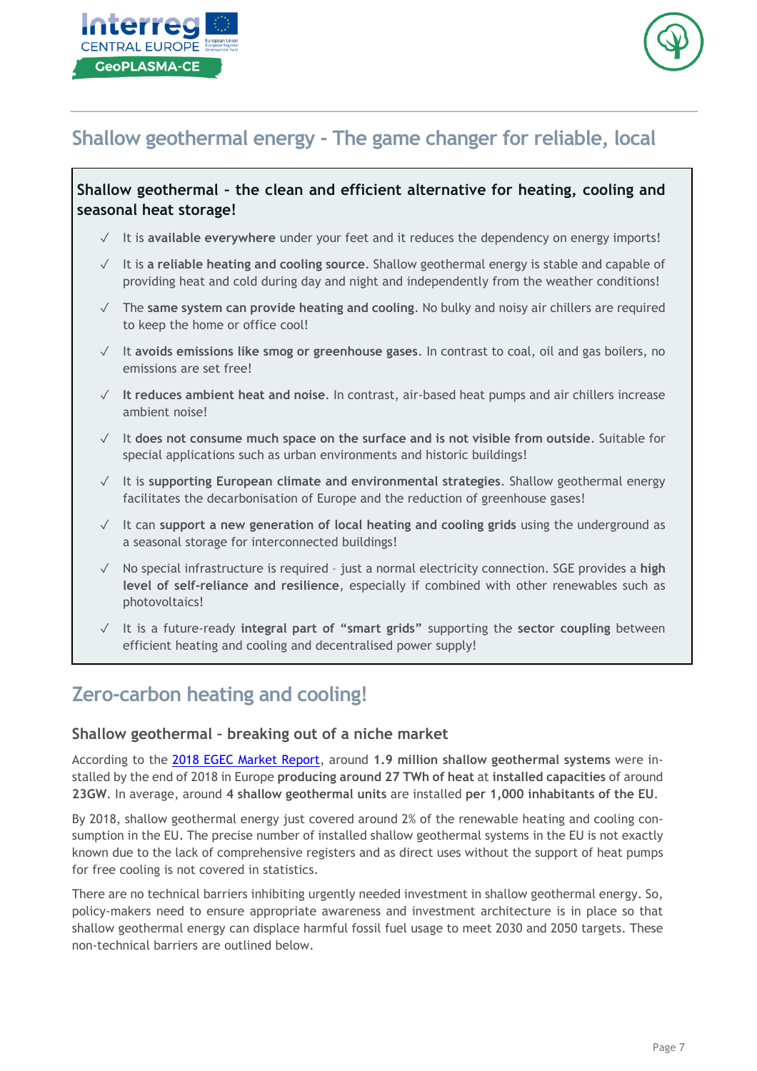## Shallow geothermal energy - The game changer for reliable, local

**Shallow geothermal – the clean and efficient alternative for heating, cooling and seasonal heat storage!**

- ✓ It is **available everywhere** under your feet and it reduces the dependency on energy imports!
- ✓ It is **a reliable heating and cooling source**. Shallow geothermal energy is stable and capable of providing heat and cold during day and night and independently from the weather conditions!
- ✓ The **same system can provide heating and cooling**. No bulky and noisy air chillers are required to keep the home or office cool!
- ✓ It **avoids emissions like smog or greenhouse gases**. In contrast to coal, oil and gas boilers, no emissions are set free!
- ✓ **It reduces ambient heat and noise**. In contrast, air-based heat pumps and air chillers increase ambient noise!
- ✓ It **does not consume much space on the surface and is not visible from outside**. Suitable for special applications such as urban environments and historic buildings!
- ✓ It is **supporting European climate and environmental strategies**. Shallow geothermal energy facilitates the decarbonisation of Europe and the reduction of greenhouse gases!
- ✓ It can **support a new generation of local heating and cooling grids** using the underground as a seasonal storage for interconnected buildings!
- ✓ No special infrastructure is required – just a normal electricity connection. SGE provides a **high level of self-reliance and resilience**, especially if combined with other renewables such as photovoltaics!
- ✓ It is a future-ready **integral part of "smart grids"** supporting the **sector coupling** between efficient heating and cooling and decentralised power supply!

## Zero-carbon heating and cooling!

### Shallow geothermal – breaking out of a niche market

According to the 2018 EGEC Market Report, around **1.9 million shallow geothermal systems** were installed by the end of 2018 in Europe **producing around 27 TWh of heat** at **installed capacities** of around **23GW**. In average, around **4 shallow geothermal units** are installed **per 1,000 inhabitants of the EU**.

By 2018, shallow geothermal energy just covered around 2% of the renewable heating and cooling consumption in the EU. The precise number of installed shallow geothermal systems in the EU is not exactly known due to the lack of comprehensive registers and as direct uses without the support of heat pumps for free cooling is not covered in statistics.

There are no technical barriers inhibiting urgently needed investment in shallow geothermal energy. So, policy-makers need to ensure appropriate awareness and investment architecture is in place so that shallow geothermal energy can displace harmful fossil fuel usage to meet 2030 and 2050 targets. These non-technical barriers are outlined below.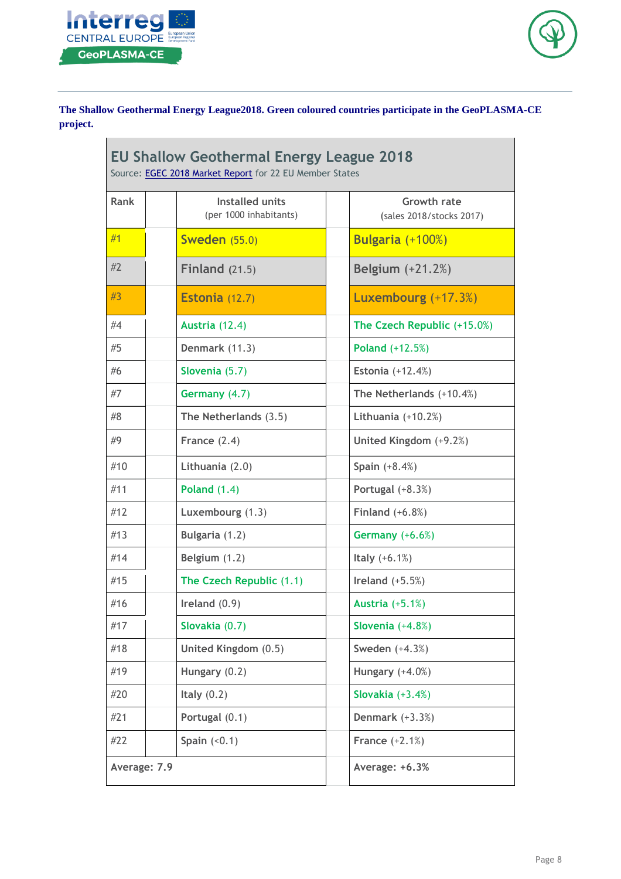**The Shallow Geothermal Energy League2018. Green coloured countries participate in the GeoPLASMA-CE project.**

**EU Shallow Geothermal Energy League 2018**

Source: EGEC 2018 Market Report for 22 EU Member States

| Rank | Installed units (per 1000 inhabitants) | Growth rate (sales 2018/stocks 2017) |
|---|---|---|
| #1 | **Sweden** (55.0) | **Bulgaria** (+100%) |
| #2 | **Finland** (21.5) | **Belgium** (+21.2%) |
| #3 | **Estonia** (12.7) | **Luxembourg** (+17.3%) |
| #4 | Austria (12.4) | The Czech Republic (+15.0%) |
| #5 | Denmark (11.3) | Poland (+12.5%) |
| #6 | Slovenia (5.7) | Estonia (+12.4%) |
| #7 | Germany (4.7) | The Netherlands (+10.4%) |
| #8 | The Netherlands (3.5) | Lithuania (+10.2%) |
| #9 | France (2.4) | United Kingdom (+9.2%) |
| #10 | Lithuania (2.0) | Spain (+8.4%) |
| #11 | Poland (1.4) | Portugal (+8.3%) |
| #12 | Luxembourg (1.3) | Finland (+6.8%) |
| #13 | Bulgaria (1.2) | Germany (+6.6%) |
| #14 | Belgium (1.2) | Italy (+6.1%) |
| #15 | The Czech Republic (1.1) | Ireland (+5.5%) |
| #16 | Ireland (0.9) | Austria (+5.1%) |
| #17 | Slovakia (0.7) | Slovenia (+4.8%) |
| #18 | United Kingdom (0.5) | Sweden (+4.3%) |
| #19 | Hungary (0.2) | Hungary (+4.0%) |
| #20 | Italy (0.2) | Slovakia (+3.4%) |
| #21 | Portugal (0.1) | Denmark (+3.3%) |
| #22 | Spain (<0.1) | France (+2.1%) |
| Average: 7.9 | | Average: +6.3% |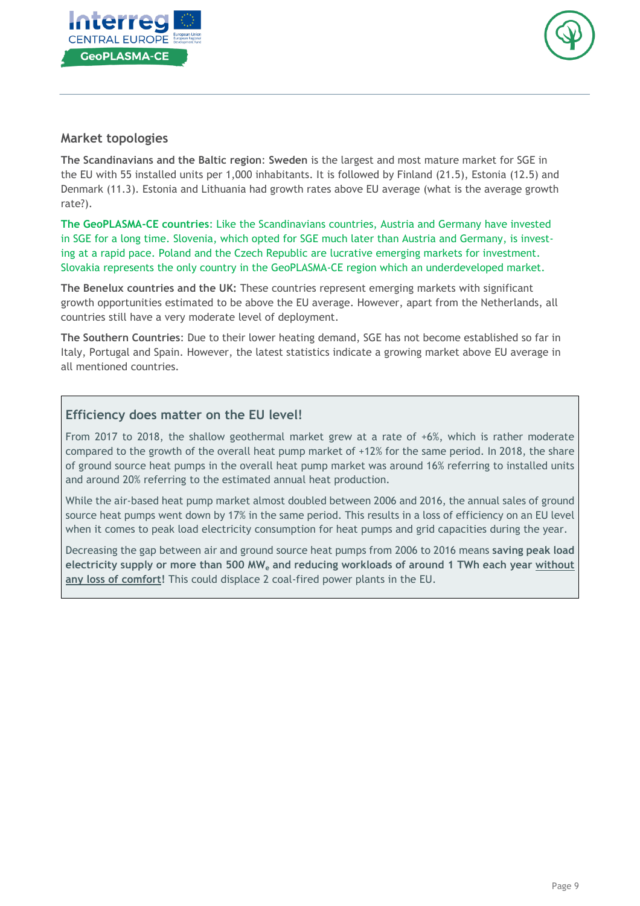## Market topologies

**The Scandinavians and the Baltic region**: **Sweden** is the largest and most mature market for SGE in the EU with 55 installed units per 1,000 inhabitants. It is followed by Finland (21.5), Estonia (12.5) and Denmark (11.3). Estonia and Lithuania had growth rates above EU average (what is the average growth rate?).

**The GeoPLASMA-CE countries**: Like the Scandinavians countries, Austria and Germany have invested in SGE for a long time. Slovenia, which opted for SGE much later than Austria and Germany, is investing at a rapid pace. Poland and the Czech Republic are lucrative emerging markets for investment. Slovakia represents the only country in the GeoPLASMA-CE region which an underdeveloped market.

**The Benelux countries and the UK:** These countries represent emerging markets with significant growth opportunities estimated to be above the EU average. However, apart from the Netherlands, all countries still have a very moderate level of deployment.

**The Southern Countries**: Due to their lower heating demand, SGE has not become established so far in Italy, Portugal and Spain. However, the latest statistics indicate a growing market above EU average in all mentioned countries.

### Efficiency does matter on the EU level!

From 2017 to 2018, the shallow geothermal market grew at a rate of +6%, which is rather moderate compared to the growth of the overall heat pump market of +12% for the same period. In 2018, the share of ground source heat pumps in the overall heat pump market was around 16% referring to installed units and around 20% referring to the estimated annual heat production.

While the air-based heat pump market almost doubled between 2006 and 2016, the annual sales of ground source heat pumps went down by 17% in the same period. This results in a loss of efficiency on an EU level when it comes to peak load electricity consumption for heat pumps and grid capacities during the year.

Decreasing the gap between air and ground source heat pumps from 2006 to 2016 means **saving peak load electricity supply or more than 500 $MW_e$ and reducing workloads of around 1 TWh each year <u>without any loss of comfort</u>!** This could displace 2 coal-fired power plants in the EU.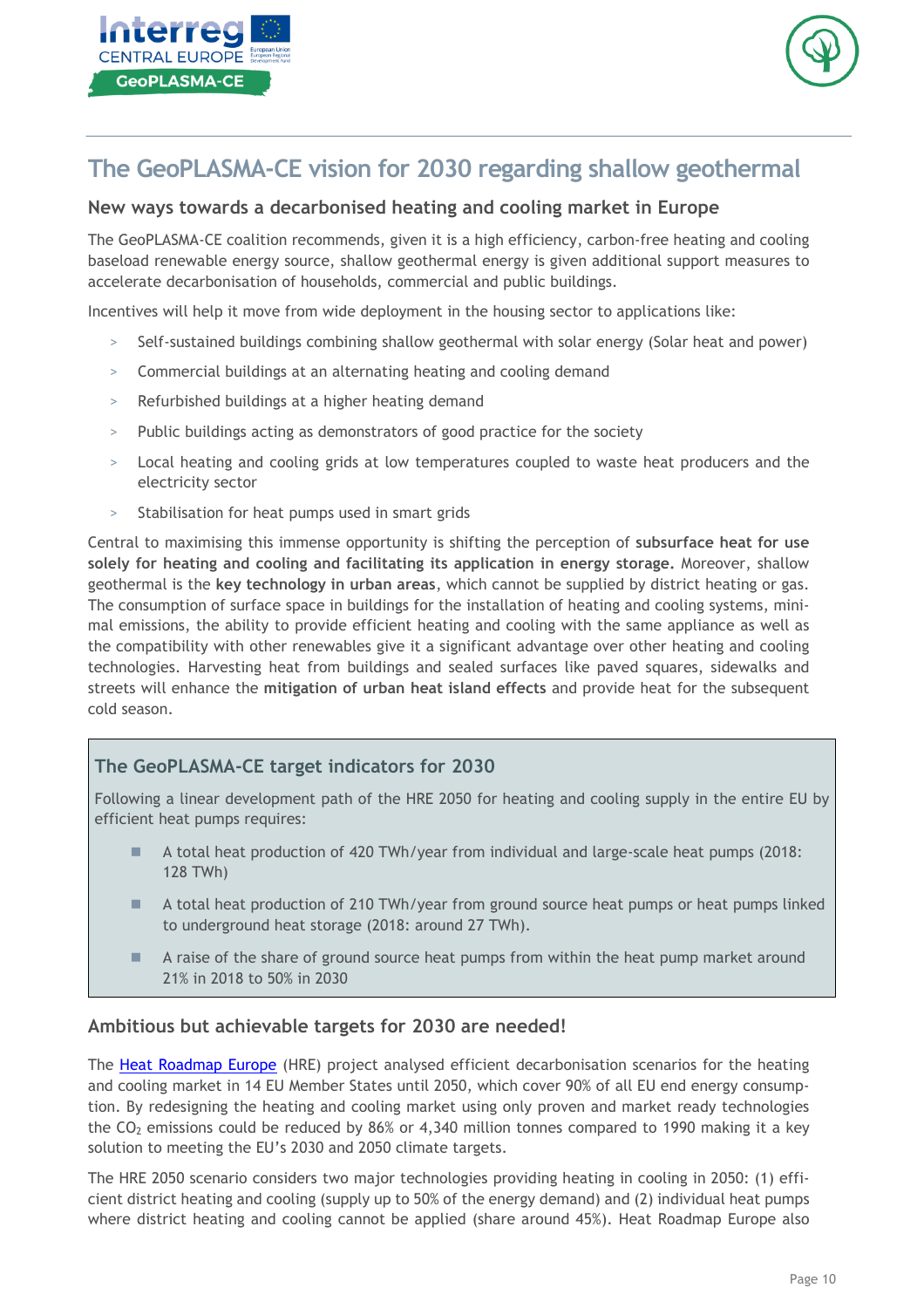## The GeoPLASMA-CE vision for 2030 regarding shallow geothermal

### New ways towards a decarbonised heating and cooling market in Europe

The GeoPLASMA-CE coalition recommends, given it is a high efficiency, carbon-free heating and cooling baseload renewable energy source, shallow geothermal energy is given additional support measures to accelerate decarbonisation of households, commercial and public buildings.

Incentives will help it move from wide deployment in the housing sector to applications like:

- Self-sustained buildings combining shallow geothermal with solar energy (Solar heat and power)
- Commercial buildings at an alternating heating and cooling demand
- Refurbished buildings at a higher heating demand
- Public buildings acting as demonstrators of good practice for the society
- Local heating and cooling grids at low temperatures coupled to waste heat producers and the electricity sector
- Stabilisation for heat pumps used in smart grids

Central to maximising this immense opportunity is shifting the perception of **subsurface heat for use solely for heating and cooling and facilitating its application in energy storage.** Moreover, shallow geothermal is the **key technology in urban areas**, which cannot be supplied by district heating or gas. The consumption of surface space in buildings for the installation of heating and cooling systems, minimal emissions, the ability to provide efficient heating and cooling with the same appliance as well as the compatibility with other renewables give it a significant advantage over other heating and cooling technologies. Harvesting heat from buildings and sealed surfaces like paved squares, sidewalks and streets will enhance the **mitigation of urban heat island effects** and provide heat for the subsequent cold season.

> ### The GeoPLASMA-CE target indicators for 2030
>
> Following a linear development path of the HRE 2050 for heating and cooling supply in the entire EU by efficient heat pumps requires:
>
> - A total heat production of 420 TWh/year from individual and large-scale heat pumps (2018: 128 TWh)
> - A total heat production of 210 TWh/year from ground source heat pumps or heat pumps linked to underground heat storage (2018: around 27 TWh).
> - A raise of the share of ground source heat pumps from within the heat pump market around 21% in 2018 to 50% in 2030

### Ambitious but achievable targets for 2030 are needed!

The Heat Roadmap Europe (HRE) project analysed efficient decarbonisation scenarios for the heating and cooling market in 14 EU Member States until 2050, which cover 90% of all EU end energy consumption. By redesigning the heating and cooling market using only proven and market ready technologies the $CO_2$ emissions could be reduced by 86% or 4,340 million tonnes compared to 1990 making it a key solution to meeting the EU's 2030 and 2050 climate targets.

The HRE 2050 scenario considers two major technologies providing heating in cooling in 2050: (1) efficient district heating and cooling (supply up to 50% of the energy demand) and (2) individual heat pumps where district heating and cooling cannot be applied (share around 45%). Heat Roadmap Europe also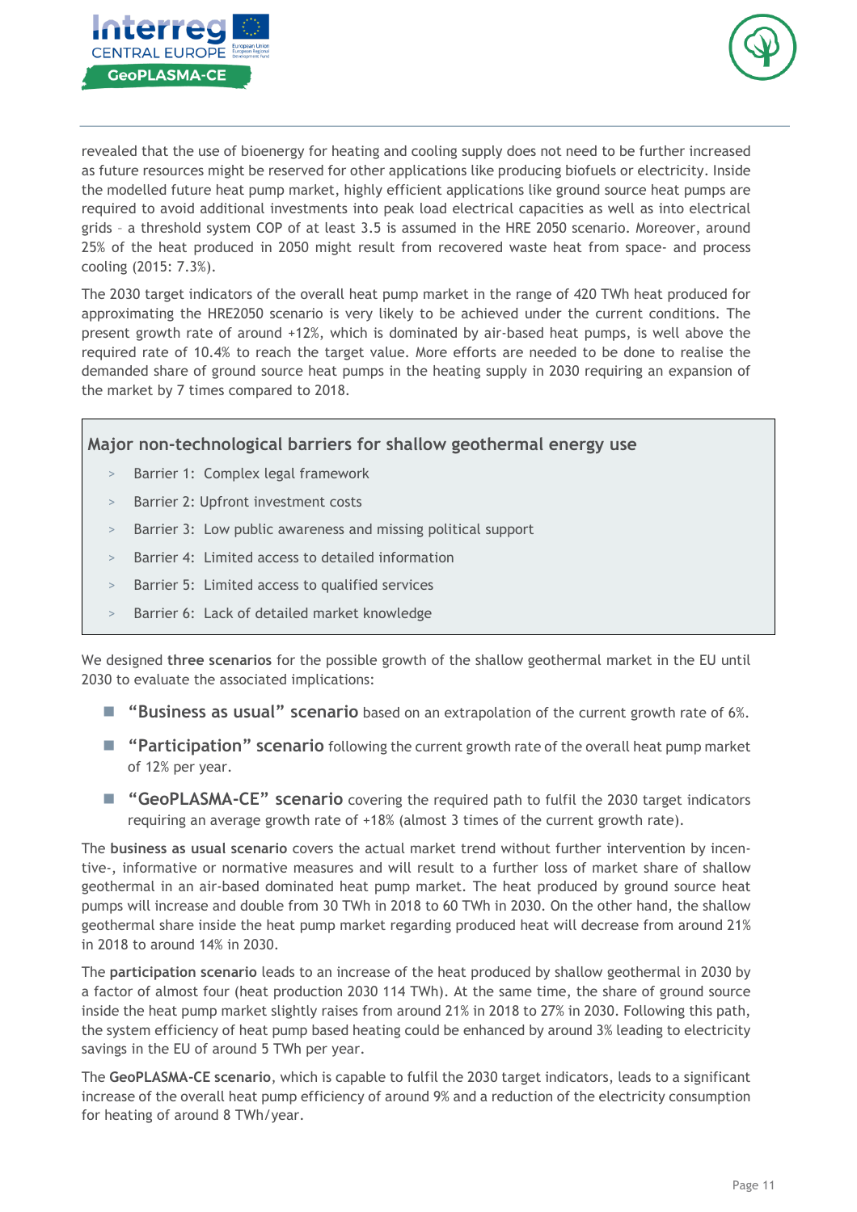revealed that the use of bioenergy for heating and cooling supply does not need to be further increased as future resources might be reserved for other applications like producing biofuels or electricity. Inside the modelled future heat pump market, highly efficient applications like ground source heat pumps are required to avoid additional investments into peak load electrical capacities as well as into electrical grids – a threshold system COP of at least 3.5 is assumed in the HRE 2050 scenario. Moreover, around 25% of the heat produced in 2050 might result from recovered waste heat from space- and process cooling (2015: 7.3%).

The 2030 target indicators of the overall heat pump market in the range of 420 TWh heat produced for approximating the HRE2050 scenario is very likely to be achieved under the current conditions. The present growth rate of around +12%, which is dominated by air-based heat pumps, is well above the required rate of 10.4% to reach the target value. More efforts are needed to be done to realise the demanded share of ground source heat pumps in the heating supply in 2030 requiring an expansion of the market by 7 times compared to 2018.

### Major non-technological barriers for shallow geothermal energy use

- Barrier 1: Complex legal framework
- Barrier 2: Upfront investment costs
- Barrier 3: Low public awareness and missing political support
- Barrier 4: Limited access to detailed information
- Barrier 5: Limited access to qualified services
- Barrier 6: Lack of detailed market knowledge

We designed **three scenarios** for the possible growth of the shallow geothermal market in the EU until 2030 to evaluate the associated implications:

- **"Business as usual" scenario** based on an extrapolation of the current growth rate of 6%.
- **"Participation" scenario** following the current growth rate of the overall heat pump market of 12% per year.
- **"GeoPLASMA-CE" scenario** covering the required path to fulfil the 2030 target indicators requiring an average growth rate of +18% (almost 3 times of the current growth rate).

The **business as usual scenario** covers the actual market trend without further intervention by incentive-, informative or normative measures and will result to a further loss of market share of shallow geothermal in an air-based dominated heat pump market. The heat produced by ground source heat pumps will increase and double from 30 TWh in 2018 to 60 TWh in 2030. On the other hand, the shallow geothermal share inside the heat pump market regarding produced heat will decrease from around 21% in 2018 to around 14% in 2030.

The **participation scenario** leads to an increase of the heat produced by shallow geothermal in 2030 by a factor of almost four (heat production 2030 114 TWh). At the same time, the share of ground source inside the heat pump market slightly raises from around 21% in 2018 to 27% in 2030. Following this path, the system efficiency of heat pump based heating could be enhanced by around 3% leading to electricity savings in the EU of around 5 TWh per year.

The **GeoPLASMA-CE scenario**, which is capable to fulfil the 2030 target indicators, leads to a significant increase of the overall heat pump efficiency of around 9% and a reduction of the electricity consumption for heating of around 8 TWh/year.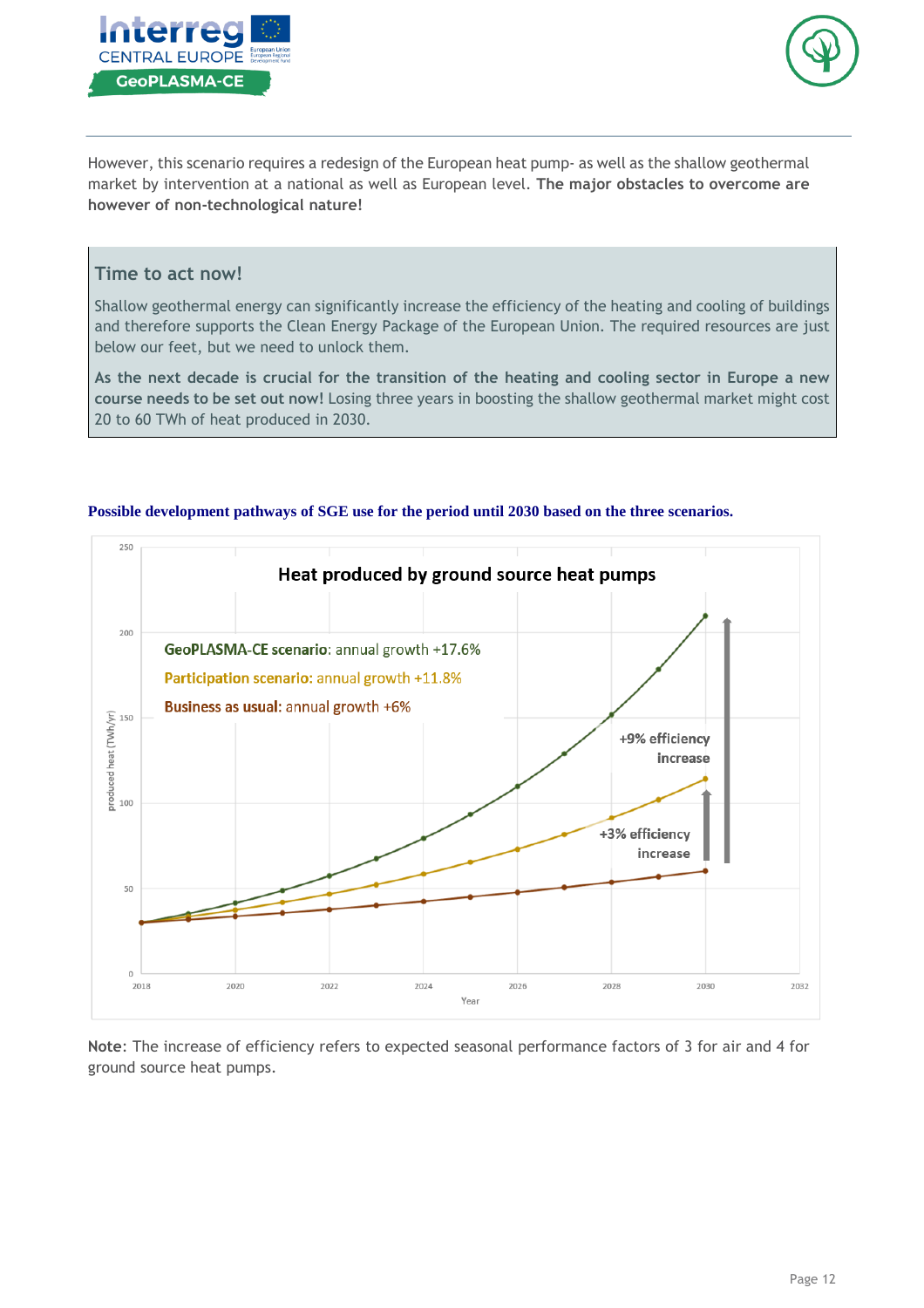However, this scenario requires a redesign of the European heat pump- as well as the shallow geothermal market by intervention at a national as well as European level. **The major obstacles to overcome are however of non-technological nature!**

### Time to act now!

Shallow geothermal energy can significantly increase the efficiency of the heating and cooling of buildings and therefore supports the Clean Energy Package of the European Union. The required resources are just below our feet, but we need to unlock them.

**As the next decade is crucial for the transition of the heating and cooling sector in Europe a new course needs to be set out now!** Losing three years in boosting the shallow geothermal market might cost 20 to 60 TWh of heat produced in 2030.

**Possible development pathways of SGE use for the period until 2030 based on the three scenarios.**

Heat produced by ground source heat pumps

- **GeoPLASMA-CE scenario**: annual growth +17.6%
- **Participation scenario:** annual growth +11.8%
- **Business as usual**: annual growth +6%

+9% efficiency increase

+3% efficiency increase

produced heat (TWh/yr)

Year

**Note**: The increase of efficiency refers to expected seasonal performance factors of 3 for air and 4 for ground source heat pumps.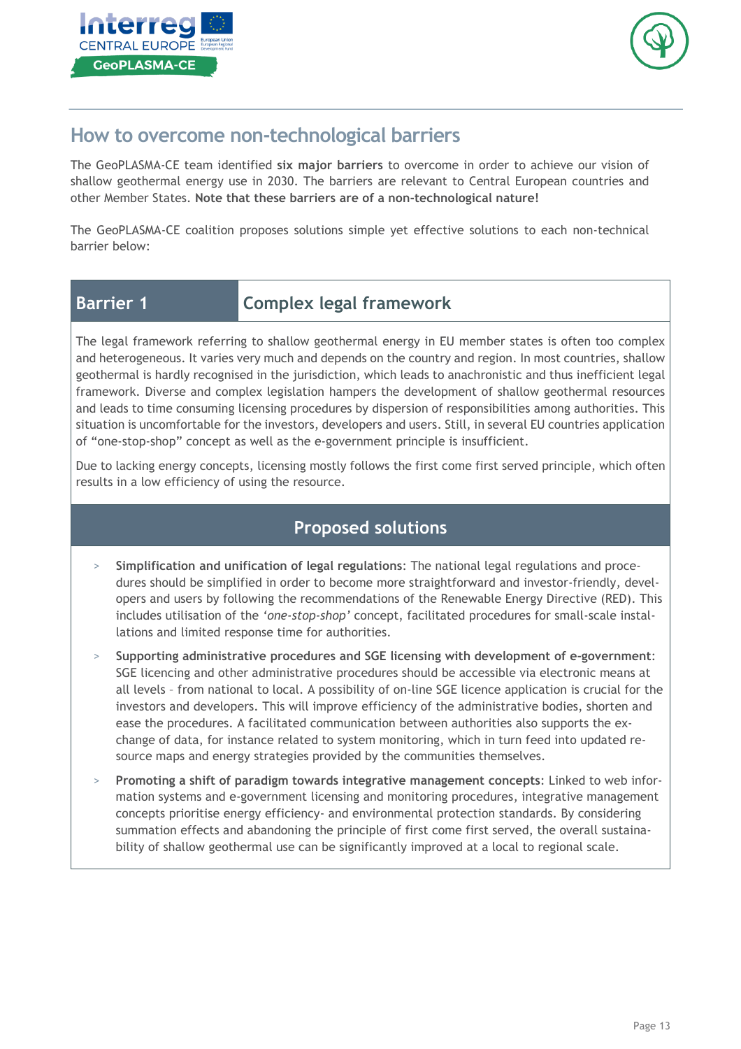## How to overcome non-technological barriers

The GeoPLASMA-CE team identified **six major barriers** to overcome in order to achieve our vision of shallow geothermal energy use in 2030. The barriers are relevant to Central European countries and other Member States. **Note that these barriers are of a non-technological nature!**

The GeoPLASMA-CE coalition proposes solutions simple yet effective solutions to each non-technical barrier below:

| Barrier 1 | Complex legal framework |
|---|---|

The legal framework referring to shallow geothermal energy in EU member states is often too complex and heterogeneous. It varies very much and depends on the country and region. In most countries, shallow geothermal is hardly recognised in the jurisdiction, which leads to anachronistic and thus inefficient legal framework. Diverse and complex legislation hampers the development of shallow geothermal resources and leads to time consuming licensing procedures by dispersion of responsibilities among authorities. This situation is uncomfortable for the investors, developers and users. Still, in several EU countries application of "one-stop-shop" concept as well as the e-government principle is insufficient.

Due to lacking energy concepts, licensing mostly follows the first come first served principle, which often results in a low efficiency of using the resource.

### Proposed solutions

- **Simplification and unification of legal regulations**: The national legal regulations and procedures should be simplified in order to become more straightforward and investor-friendly, developers and users by following the recommendations of the Renewable Energy Directive (RED). This includes utilisation of the *'one-stop-shop'* concept, facilitated procedures for small-scale installations and limited response time for authorities.
- **Supporting administrative procedures and SGE licensing with development of e-government**: SGE licencing and other administrative procedures should be accessible via electronic means at all levels – from national to local. A possibility of on-line SGE licence application is crucial for the investors and developers. This will improve efficiency of the administrative bodies, shorten and ease the procedures. A facilitated communication between authorities also supports the exchange of data, for instance related to system monitoring, which in turn feed into updated resource maps and energy strategies provided by the communities themselves.
- **Promoting a shift of paradigm towards integrative management concepts**: Linked to web information systems and e-government licensing and monitoring procedures, integrative management concepts prioritise energy efficiency- and environmental protection standards. By considering summation effects and abandoning the principle of first come first served, the overall sustainability of shallow geothermal use can be significantly improved at a local to regional scale.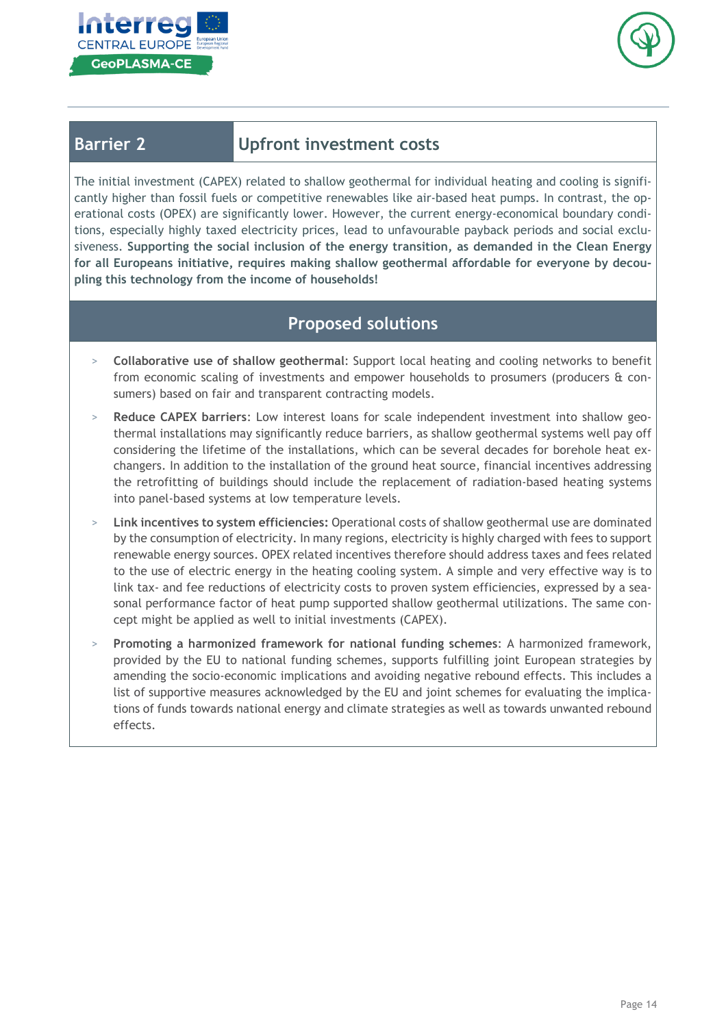## Barrier 2 — Upfront investment costs

The initial investment (CAPEX) related to shallow geothermal for individual heating and cooling is significantly higher than fossil fuels or competitive renewables like air-based heat pumps. In contrast, the operational costs (OPEX) are significantly lower. However, the current energy-economical boundary conditions, especially highly taxed electricity prices, lead to unfavourable payback periods and social exclusiveness. **Supporting the social inclusion of the energy transition, as demanded in the Clean Energy for all Europeans initiative, requires making shallow geothermal affordable for everyone by decoupling this technology from the income of households!**

### Proposed solutions

- **Collaborative use of shallow geothermal**: Support local heating and cooling networks to benefit from economic scaling of investments and empower households to prosumers (producers & consumers) based on fair and transparent contracting models.
- **Reduce CAPEX barriers**: Low interest loans for scale independent investment into shallow geothermal installations may significantly reduce barriers, as shallow geothermal systems well pay off considering the lifetime of the installations, which can be several decades for borehole heat exchangers. In addition to the installation of the ground heat source, financial incentives addressing the retrofitting of buildings should include the replacement of radiation-based heating systems into panel-based systems at low temperature levels.
- **Link incentives to system efficiencies:** Operational costs of shallow geothermal use are dominated by the consumption of electricity. In many regions, electricity is highly charged with fees to support renewable energy sources. OPEX related incentives therefore should address taxes and fees related to the use of electric energy in the heating cooling system. A simple and very effective way is to link tax- and fee reductions of electricity costs to proven system efficiencies, expressed by a seasonal performance factor of heat pump supported shallow geothermal utilizations. The same concept might be applied as well to initial investments (CAPEX).
- **Promoting a harmonized framework for national funding schemes**: A harmonized framework, provided by the EU to national funding schemes, supports fulfilling joint European strategies by amending the socio-economic implications and avoiding negative rebound effects. This includes a list of supportive measures acknowledged by the EU and joint schemes for evaluating the implications of funds towards national energy and climate strategies as well as towards unwanted rebound effects.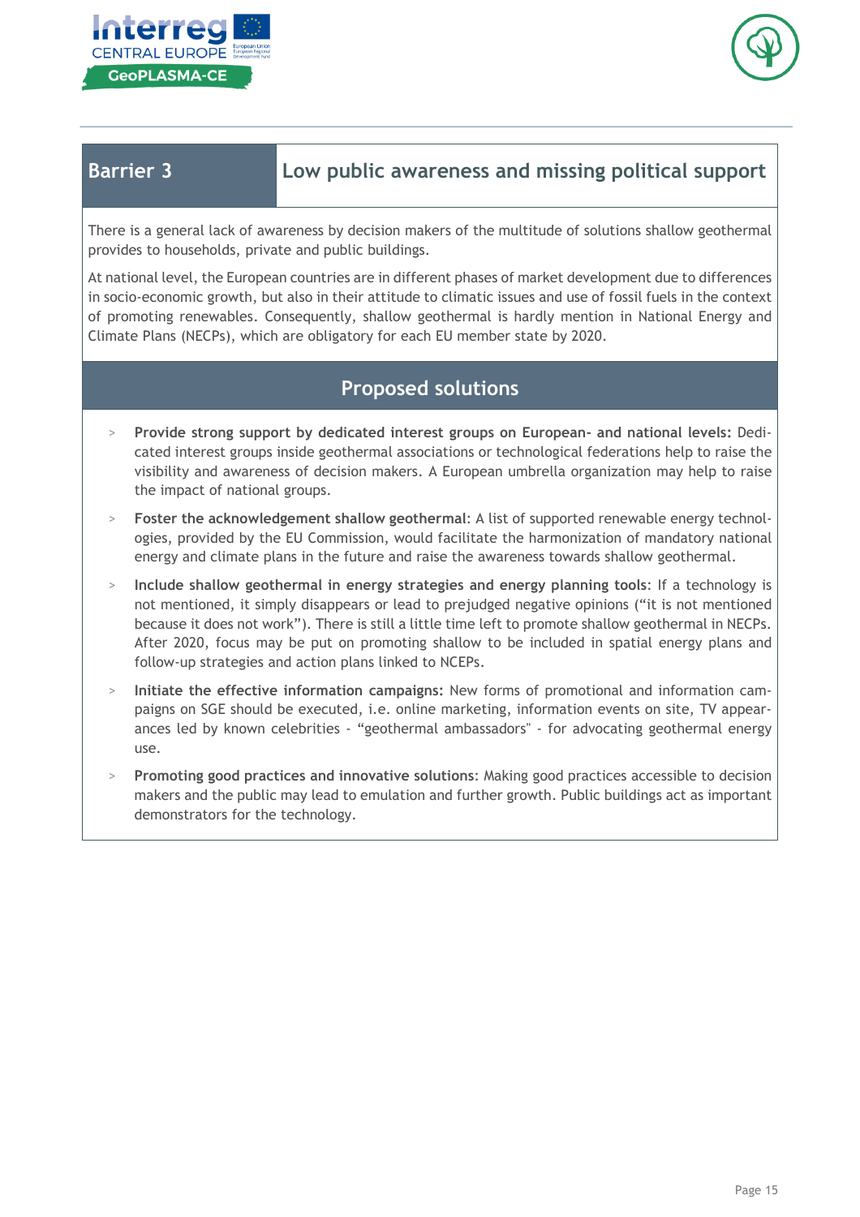## Barrier 3 — Low public awareness and missing political support

There is a general lack of awareness by decision makers of the multitude of solutions shallow geothermal provides to households, private and public buildings.

At national level, the European countries are in different phases of market development due to differences in socio-economic growth, but also in their attitude to climatic issues and use of fossil fuels in the context of promoting renewables. Consequently, shallow geothermal is hardly mention in National Energy and Climate Plans (NECPs), which are obligatory for each EU member state by 2020.

### Proposed solutions

- **Provide strong support by dedicated interest groups on European- and national levels:** Dedicated interest groups inside geothermal associations or technological federations help to raise the visibility and awareness of decision makers. A European umbrella organization may help to raise the impact of national groups.
- **Foster the acknowledgement shallow geothermal**: A list of supported renewable energy technologies, provided by the EU Commission, would facilitate the harmonization of mandatory national energy and climate plans in the future and raise the awareness towards shallow geothermal.
- **Include shallow geothermal in energy strategies and energy planning tools**: If a technology is not mentioned, it simply disappears or lead to prejudged negative opinions ("it is not mentioned because it does not work"). There is still a little time left to promote shallow geothermal in NECPs. After 2020, focus may be put on promoting shallow to be included in spatial energy plans and follow-up strategies and action plans linked to NCEPs.
- **Initiate the effective information campaigns:** New forms of promotional and information campaigns on SGE should be executed, i.e. online marketing, information events on site, TV appearances led by known celebrities - "geothermal ambassadors" - for advocating geothermal energy use.
- **Promoting good practices and innovative solutions**: Making good practices accessible to decision makers and the public may lead to emulation and further growth. Public buildings act as important demonstrators for the technology.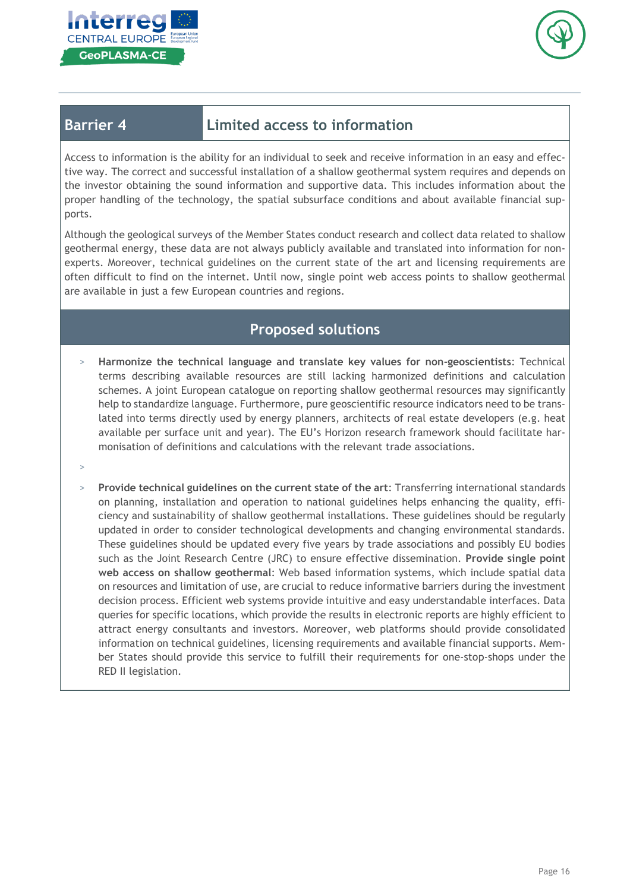## Barrier 4 — Limited access to information

Access to information is the ability for an individual to seek and receive information in an easy and effective way. The correct and successful installation of a shallow geothermal system requires and depends on the investor obtaining the sound information and supportive data. This includes information about the proper handling of the technology, the spatial subsurface conditions and about available financial supports.

Although the geological surveys of the Member States conduct research and collect data related to shallow geothermal energy, these data are not always publicly available and translated into information for non-experts. Moreover, technical guidelines on the current state of the art and licensing requirements are often difficult to find on the internet. Until now, single point web access points to shallow geothermal are available in just a few European countries and regions.

### Proposed solutions

- **Harmonize the technical language and translate key values for non-geoscientists**: Technical terms describing available resources are still lacking harmonized definitions and calculation schemes. A joint European catalogue on reporting shallow geothermal resources may significantly help to standardize language. Furthermore, pure geoscientific resource indicators need to be translated into terms directly used by energy planners, architects of real estate developers (e.g. heat available per surface unit and year). The EU's Horizon research framework should facilitate harmonisation of definitions and calculations with the relevant trade associations.
- 
- **Provide technical guidelines on the current state of the art**: Transferring international standards on planning, installation and operation to national guidelines helps enhancing the quality, efficiency and sustainability of shallow geothermal installations. These guidelines should be regularly updated in order to consider technological developments and changing environmental standards. These guidelines should be updated every five years by trade associations and possibly EU bodies such as the Joint Research Centre (JRC) to ensure effective dissemination. **Provide single point web access on shallow geothermal**: Web based information systems, which include spatial data on resources and limitation of use, are crucial to reduce informative barriers during the investment decision process. Efficient web systems provide intuitive and easy understandable interfaces. Data queries for specific locations, which provide the results in electronic reports are highly efficient to attract energy consultants and investors. Moreover, web platforms should provide consolidated information on technical guidelines, licensing requirements and available financial supports. Member States should provide this service to fulfill their requirements for one-stop-shops under the RED II legislation.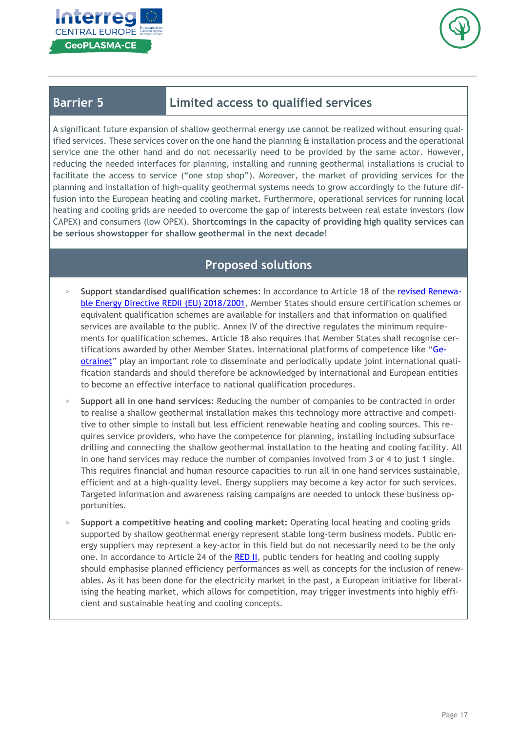## Barrier 5 — Limited access to qualified services

A significant future expansion of shallow geothermal energy use cannot be realized without ensuring qualified services. These services cover on the one hand the planning & installation process and the operational service one the other hand and do not necessarily need to be provided by the same actor. However, reducing the needed interfaces for planning, installing and running geothermal installations is crucial to facilitate the access to service ("one stop shop"). Moreover, the market of providing services for the planning and installation of high-quality geothermal systems needs to grow accordingly to the future diffusion into the European heating and cooling market. Furthermore, operational services for running local heating and cooling grids are needed to overcome the gap of interests between real estate investors (low CAPEX) and consumers (low OPEX). **Shortcomings in the capacity of providing high quality services can be serious showstopper for shallow geothermal in the next decade**!

### Proposed solutions

- **Support standardised qualification schemes**: In accordance to Article 18 of the revised Renewable Energy Directive REDII (EU) 2018/2001, Member States should ensure certification schemes or equivalent qualification schemes are available for installers and that information on qualified services are available to the public. Annex IV of the directive regulates the minimum requirements for qualification schemes. Article 18 also requires that Member States shall recognise certifications awarded by other Member States. International platforms of competence like "Geotrainet" play an important role to disseminate and periodically update joint international qualification standards and should therefore be acknowledged by international and European entities to become an effective interface to national qualification procedures.
- **Support all in one hand services**: Reducing the number of companies to be contracted in order to realise a shallow geothermal installation makes this technology more attractive and competitive to other simple to install but less efficient renewable heating and cooling sources. This requires service providers, who have the competence for planning, installing including subsurface drilling and connecting the shallow geothermal installation to the heating and cooling facility. All in one hand services may reduce the number of companies involved from 3 or 4 to just 1 single. This requires financial and human resource capacities to run all in one hand services sustainable, efficient and at a high-quality level. Energy suppliers may become a key actor for such services. Targeted information and awareness raising campaigns are needed to unlock these business opportunities.
- **Support a competitive heating and cooling market:** Operating local heating and cooling grids supported by shallow geothermal energy represent stable long-term business models. Public energy suppliers may represent a key-actor in this field but do not necessarily need to be the only one. In accordance to Article 24 of the RED II, public tenders for heating and cooling supply should emphasise planned efficiency performances as well as concepts for the inclusion of renewables. As it has been done for the electricity market in the past, a European initiative for liberalising the heating market, which allows for competition, may trigger investments into highly efficient and sustainable heating and cooling concepts.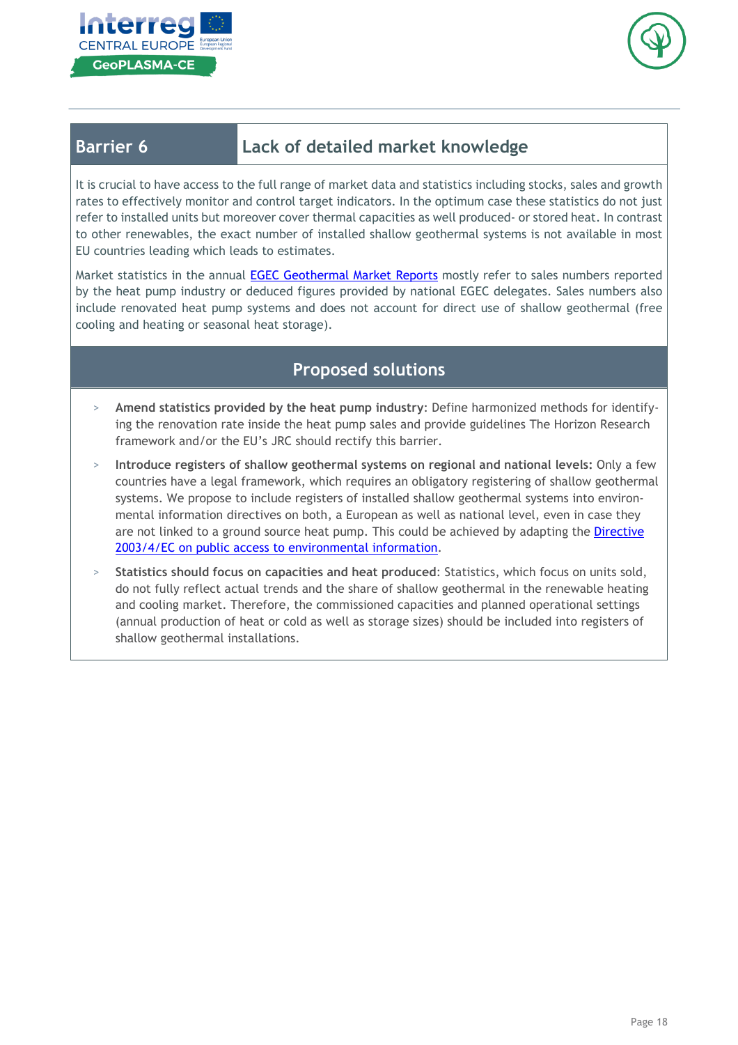## Barrier 6 — Lack of detailed market knowledge

It is crucial to have access to the full range of market data and statistics including stocks, sales and growth rates to effectively monitor and control target indicators. In the optimum case these statistics do not just refer to installed units but moreover cover thermal capacities as well produced- or stored heat. In contrast to other renewables, the exact number of installed shallow geothermal systems is not available in most EU countries leading which leads to estimates.

Market statistics in the annual [EGEC Geothermal Market Reports] mostly refer to sales numbers reported by the heat pump industry or deduced figures provided by national EGEC delegates. Sales numbers also include renovated heat pump systems and does not account for direct use of shallow geothermal (free cooling and heating or seasonal heat storage).

### Proposed solutions

- **Amend statistics provided by the heat pump industry**: Define harmonized methods for identifying the renovation rate inside the heat pump sales and provide guidelines The Horizon Research framework and/or the EU's JRC should rectify this barrier.
- **Introduce registers of shallow geothermal systems on regional and national levels:** Only a few countries have a legal framework, which requires an obligatory registering of shallow geothermal systems. We propose to include registers of installed shallow geothermal systems into environmental information directives on both, a European as well as national level, even in case they are not linked to a ground source heat pump. This could be achieved by adapting the [Directive 2003/4/EC on public access to environmental information].
- **Statistics should focus on capacities and heat produced**: Statistics, which focus on units sold, do not fully reflect actual trends and the share of shallow geothermal in the renewable heating and cooling market. Therefore, the commissioned capacities and planned operational settings (annual production of heat or cold as well as storage sizes) should be included into registers of shallow geothermal installations.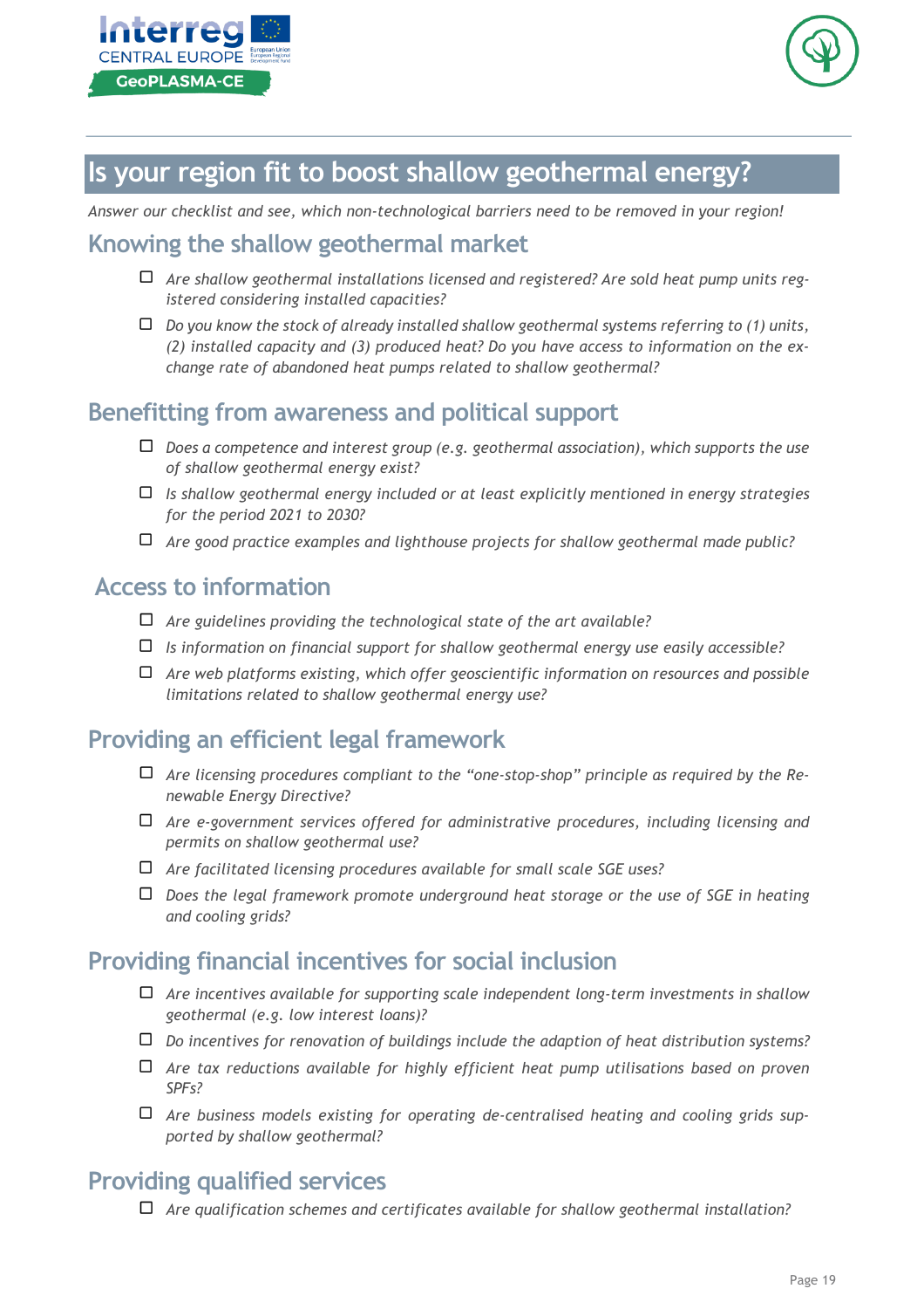# Is your region fit to boost shallow geothermal energy?

*Answer our checklist and see, which non-technological barriers need to be removed in your region!*

## Knowing the shallow geothermal market

- ☐ *Are shallow geothermal installations licensed and registered? Are sold heat pump units registered considering installed capacities?*
- ☐ *Do you know the stock of already installed shallow geothermal systems referring to (1) units, (2) installed capacity and (3) produced heat? Do you have access to information on the exchange rate of abandoned heat pumps related to shallow geothermal?*

## Benefitting from awareness and political support

- ☐ *Does a competence and interest group (e.g. geothermal association), which supports the use of shallow geothermal energy exist?*
- ☐ *Is shallow geothermal energy included or at least explicitly mentioned in energy strategies for the period 2021 to 2030?*
- ☐ *Are good practice examples and lighthouse projects for shallow geothermal made public?*

## Access to information

- ☐ *Are guidelines providing the technological state of the art available?*
- ☐ *Is information on financial support for shallow geothermal energy use easily accessible?*
- ☐ *Are web platforms existing, which offer geoscientific information on resources and possible limitations related to shallow geothermal energy use?*

## Providing an efficient legal framework

- ☐ *Are licensing procedures compliant to the "one-stop-shop" principle as required by the Renewable Energy Directive?*
- ☐ *Are e-government services offered for administrative procedures, including licensing and permits on shallow geothermal use?*
- ☐ *Are facilitated licensing procedures available for small scale SGE uses?*
- ☐ *Does the legal framework promote underground heat storage or the use of SGE in heating and cooling grids?*

## Providing financial incentives for social inclusion

- ☐ *Are incentives available for supporting scale independent long-term investments in shallow geothermal (e.g. low interest loans)?*
- ☐ *Do incentives for renovation of buildings include the adaption of heat distribution systems?*
- ☐ *Are tax reductions available for highly efficient heat pump utilisations based on proven SPFs?*
- ☐ *Are business models existing for operating de-centralised heating and cooling grids supported by shallow geothermal?*

## Providing qualified services

- ☐ *Are qualification schemes and certificates available for shallow geothermal installation?*